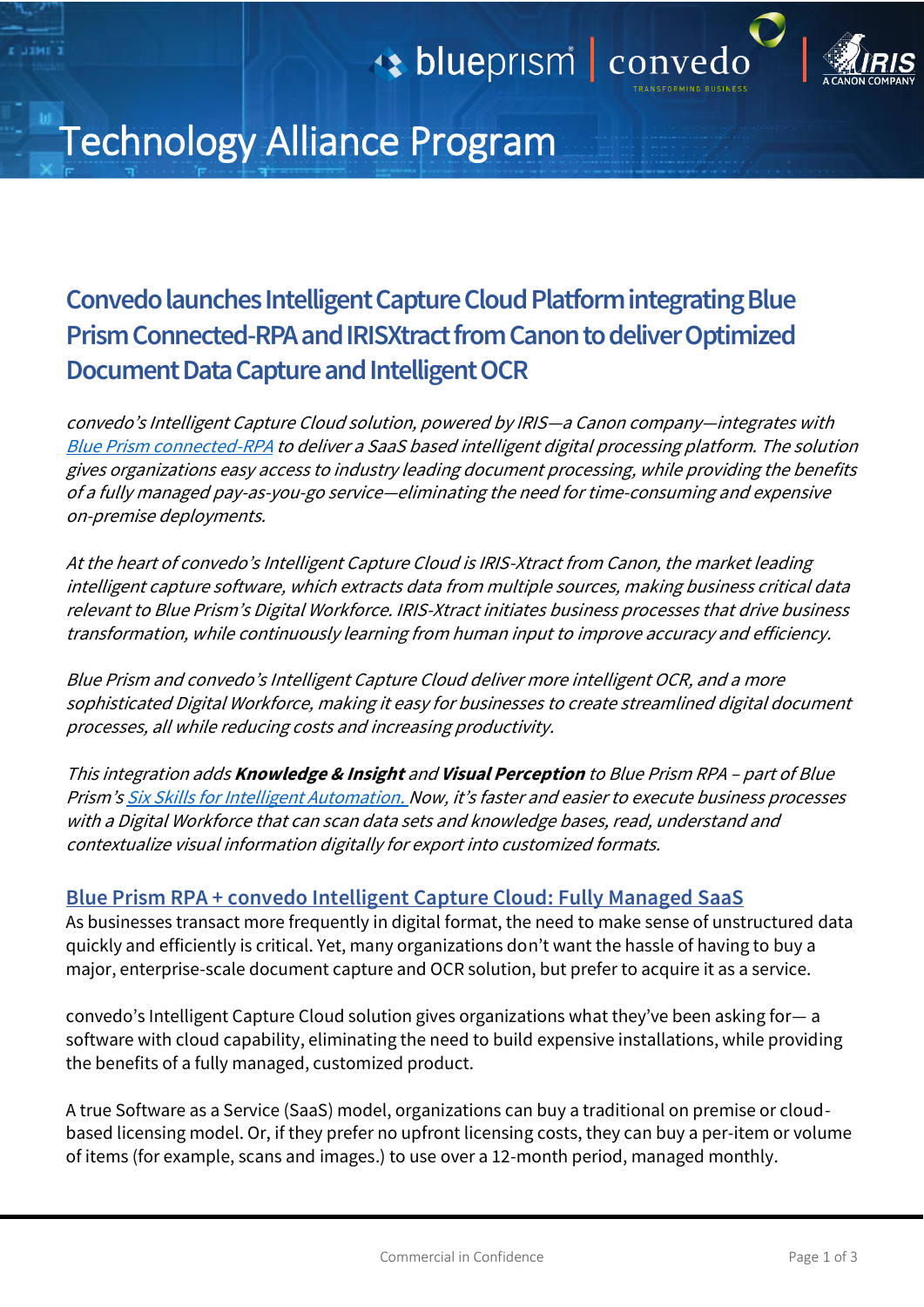# Technology Alliance Program

## Convedo launches Intelligent Capture Cloud Platform integrating Blue Prism Connected-RPA and IRISXtract from Canon to deliver Optimized Document Data Capture and Intelligent OCR

*convedo's Intelligent Capture Cloud solution, powered by IRIS—a Canon company—integrates with [Blue Prism connected-RPA](#) to deliver a SaaS based intelligent digital processing platform. The solution gives organizations easy access to industry leading document processing, while providing the benefits of a fully managed pay-as-you-go service—eliminating the need for time-consuming and expensive on-premise deployments.*

*At the heart of convedo's Intelligent Capture Cloud is IRIS-Xtract from Canon, the market leading intelligent capture software, which extracts data from multiple sources, making business critical data relevant to Blue Prism's Digital Workforce. IRIS-Xtract initiates business processes that drive business transformation, while continuously learning from human input to improve accuracy and efficiency.*

*Blue Prism and convedo's Intelligent Capture Cloud deliver more intelligent OCR, and a more sophisticated Digital Workforce, making it easy for businesses to create streamlined digital document processes, all while reducing costs and increasing productivity.*

*This integration adds **Knowledge & Insight** and **Visual Perception** to Blue Prism RPA – part of Blue Prism's [Six Skills for Intelligent Automation.](#) Now, it's faster and easier to execute business processes with a Digital Workforce that can scan data sets and knowledge bases, read, understand and contextualize visual information digitally for export into customized formats.*

### Blue Prism RPA + convedo Intelligent Capture Cloud: Fully Managed SaaS

As businesses transact more frequently in digital format, the need to make sense of unstructured data quickly and efficiently is critical. Yet, many organizations don't want the hassle of having to buy a major, enterprise-scale document capture and OCR solution, but prefer to acquire it as a service.

convedo's Intelligent Capture Cloud solution gives organizations what they've been asking for— a software with cloud capability, eliminating the need to build expensive installations, while providing the benefits of a fully managed, customized product.

A true Software as a Service (SaaS) model, organizations can buy a traditional on premise or cloud-based licensing model. Or, if they prefer no upfront licensing costs, they can buy a per-item or volume of items (for example, scans and images.) to use over a 12-month period, managed monthly.

Commercial in Confidence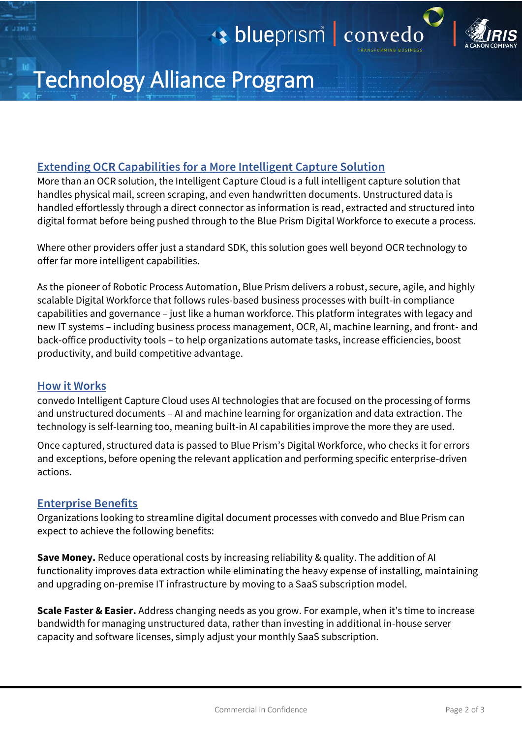# Technology Alliance Program

## Extending OCR Capabilities for a More Intelligent Capture Solution

More than an OCR solution, the Intelligent Capture Cloud is a full intelligent capture solution that handles physical mail, screen scraping, and even handwritten documents. Unstructured data is handled effortlessly through a direct connector as information is read, extracted and structured into digital format before being pushed through to the Blue Prism Digital Workforce to execute a process.

Where other providers offer just a standard SDK, this solution goes well beyond OCR technology to offer far more intelligent capabilities.

As the pioneer of Robotic Process Automation, Blue Prism delivers a robust, secure, agile, and highly scalable Digital Workforce that follows rules-based business processes with built-in compliance capabilities and governance – just like a human workforce. This platform integrates with legacy and new IT systems – including business process management, OCR, AI, machine learning, and front- and back-office productivity tools – to help organizations automate tasks, increase efficiencies, boost productivity, and build competitive advantage.

## How it Works

convedo Intelligent Capture Cloud uses AI technologies that are focused on the processing of forms and unstructured documents – AI and machine learning for organization and data extraction. The technology is self-learning too, meaning built-in AI capabilities improve the more they are used.

Once captured, structured data is passed to Blue Prism's Digital Workforce, who checks it for errors and exceptions, before opening the relevant application and performing specific enterprise-driven actions.

## Enterprise Benefits

Organizations looking to streamline digital document processes with convedo and Blue Prism can expect to achieve the following benefits:

**Save Money.** Reduce operational costs by increasing reliability & quality. The addition of AI functionality improves data extraction while eliminating the heavy expense of installing, maintaining and upgrading on-premise IT infrastructure by moving to a SaaS subscription model.

**Scale Faster & Easier.** Address changing needs as you grow. For example, when it's time to increase bandwidth for managing unstructured data, rather than investing in additional in-house server capacity and software licenses, simply adjust your monthly SaaS subscription.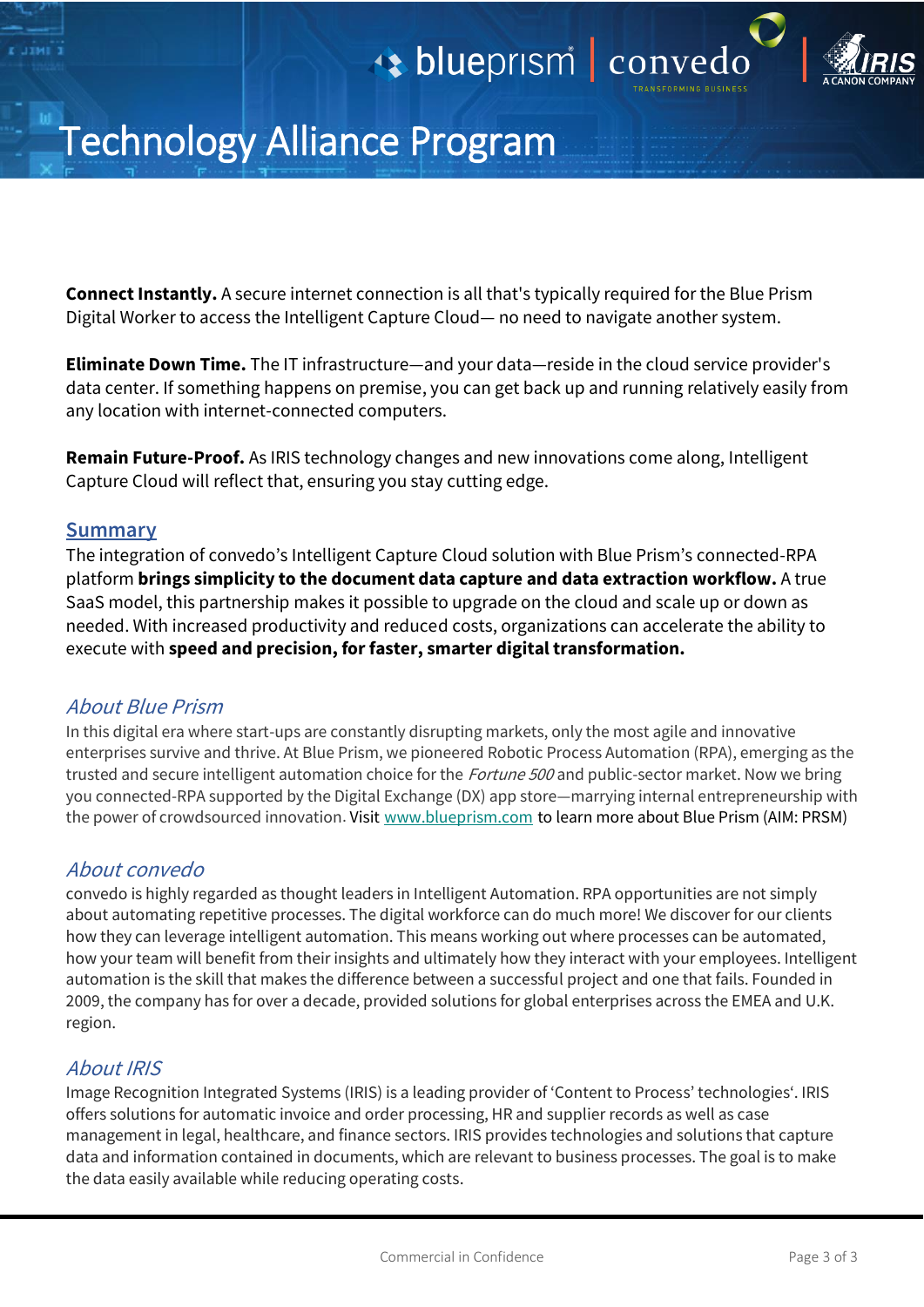# Technology Alliance Program

**Connect Instantly.** A secure internet connection is all that's typically required for the Blue Prism Digital Worker to access the Intelligent Capture Cloud— no need to navigate another system.

**Eliminate Down Time.** The IT infrastructure—and your data—reside in the cloud service provider's data center. If something happens on premise, you can get back up and running relatively easily from any location with internet-connected computers.

**Remain Future-Proof.** As IRIS technology changes and new innovations come along, Intelligent Capture Cloud will reflect that, ensuring you stay cutting edge.

## Summary

The integration of convedo's Intelligent Capture Cloud solution with Blue Prism's connected-RPA platform **brings simplicity to the document data capture and data extraction workflow.** A true SaaS model, this partnership makes it possible to upgrade on the cloud and scale up or down as needed. With increased productivity and reduced costs, organizations can accelerate the ability to execute with **speed and precision, for faster, smarter digital transformation.**

### *About Blue Prism*

In this digital era where start-ups are constantly disrupting markets, only the most agile and innovative enterprises survive and thrive. At Blue Prism, we pioneered Robotic Process Automation (RPA), emerging as the trusted and secure intelligent automation choice for the *Fortune 500* and public-sector market. Now we bring you connected-RPA supported by the Digital Exchange (DX) app store—marrying internal entrepreneurship with the power of crowdsourced innovation. Visit www.blueprism.com to learn more about Blue Prism (AIM: PRSM)

### *About convedo*

convedo is highly regarded as thought leaders in Intelligent Automation. RPA opportunities are not simply about automating repetitive processes. The digital workforce can do much more! We discover for our clients how they can leverage intelligent automation. This means working out where processes can be automated, how your team will benefit from their insights and ultimately how they interact with your employees. Intelligent automation is the skill that makes the difference between a successful project and one that fails. Founded in 2009, the company has for over a decade, provided solutions for global enterprises across the EMEA and U.K. region.

### *About IRIS*

Image Recognition Integrated Systems (IRIS) is a leading provider of 'Content to Process' technologies'. IRIS offers solutions for automatic invoice and order processing, HR and supplier records as well as case management in legal, healthcare, and finance sectors. IRIS provides technologies and solutions that capture data and information contained in documents, which are relevant to business processes. The goal is to make the data easily available while reducing operating costs.